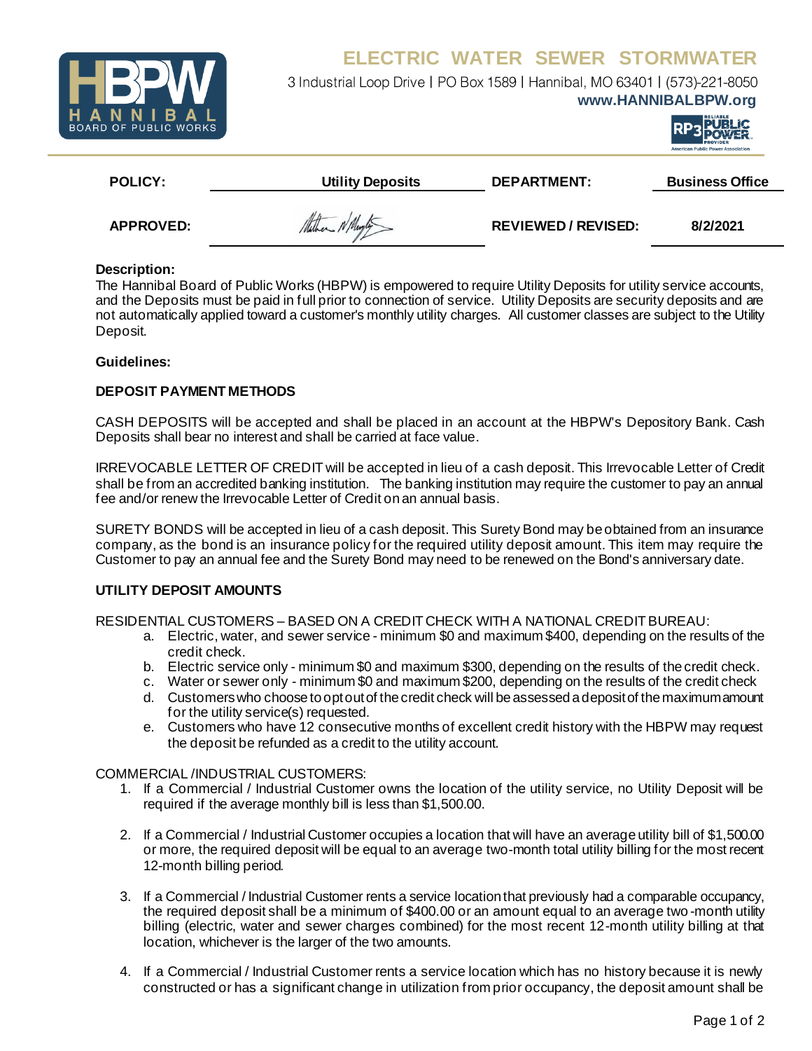**ELECTRIC WATER SEWER STORMWATER**

3 Industrial Loop Drive | PO Box 1589 | Hannibal, MO 63401 | (573)-221-8050

**www.HANNIBALBPW.org**

| | | | |
|---|---|---|---|
| **POLICY:** | **Utility Deposits** | **DEPARTMENT:** | **Business Office** |
| **APPROVED:** | | **REVIEWED / REVISED:** | **8/2/2021** |

**Description:**
The Hannibal Board of Public Works (HBPW) is empowered to require Utility Deposits for utility service accounts, and the Deposits must be paid in full prior to connection of service. Utility Deposits are security deposits and are not automatically applied toward a customer's monthly utility charges. All customer classes are subject to the Utility Deposit.

**Guidelines:**

**DEPOSIT PAYMENT METHODS**

CASH DEPOSITS will be accepted and shall be placed in an account at the HBPW's Depository Bank. Cash Deposits shall bear no interest and shall be carried at face value.

IRREVOCABLE LETTER OF CREDIT will be accepted in lieu of a cash deposit. This Irrevocable Letter of Credit shall be from an accredited banking institution. The banking institution may require the customer to pay an annual fee and/or renew the Irrevocable Letter of Credit on an annual basis.

SURETY BONDS will be accepted in lieu of a cash deposit. This Surety Bond may be obtained from an insurance company, as the bond is an insurance policy for the required utility deposit amount. This item may require the Customer to pay an annual fee and the Surety Bond may need to be renewed on the Bond's anniversary date.

**UTILITY DEPOSIT AMOUNTS**

RESIDENTIAL CUSTOMERS – BASED ON A CREDIT CHECK WITH A NATIONAL CREDIT BUREAU:

a. Electric, water, and sewer service - minimum $0 and maximum $400, depending on the results of the credit check.
b. Electric service only - minimum $0 and maximum $300, depending on the results of the credit check.
c. Water or sewer only - minimum $0 and maximum $200, depending on the results of the credit check
d. Customers who choose to opt out of the credit check will be assessed a deposit of the maximum amount for the utility service(s) requested.
e. Customers who have 12 consecutive months of excellent credit history with the HBPW may request the deposit be refunded as a credit to the utility account.

COMMERCIAL /INDUSTRIAL CUSTOMERS:

1. If a Commercial / Industrial Customer owns the location of the utility service, no Utility Deposit will be required if the average monthly bill is less than $1,500.00.

2. If a Commercial / Industrial Customer occupies a location that will have an average utility bill of $1,500.00 or more, the required deposit will be equal to an average two-month total utility billing for the most recent 12-month billing period.

3. If a Commercial / Industrial Customer rents a service location that previously had a comparable occupancy, the required deposit shall be a minimum of $400.00 or an amount equal to an average two-month utility billing (electric, water and sewer charges combined) for the most recent 12-month utility billing at that location, whichever is the larger of the two amounts.

4. If a Commercial / Industrial Customer rents a service location which has no history because it is newly constructed or has a significant change in utilization from prior occupancy, the deposit amount shall be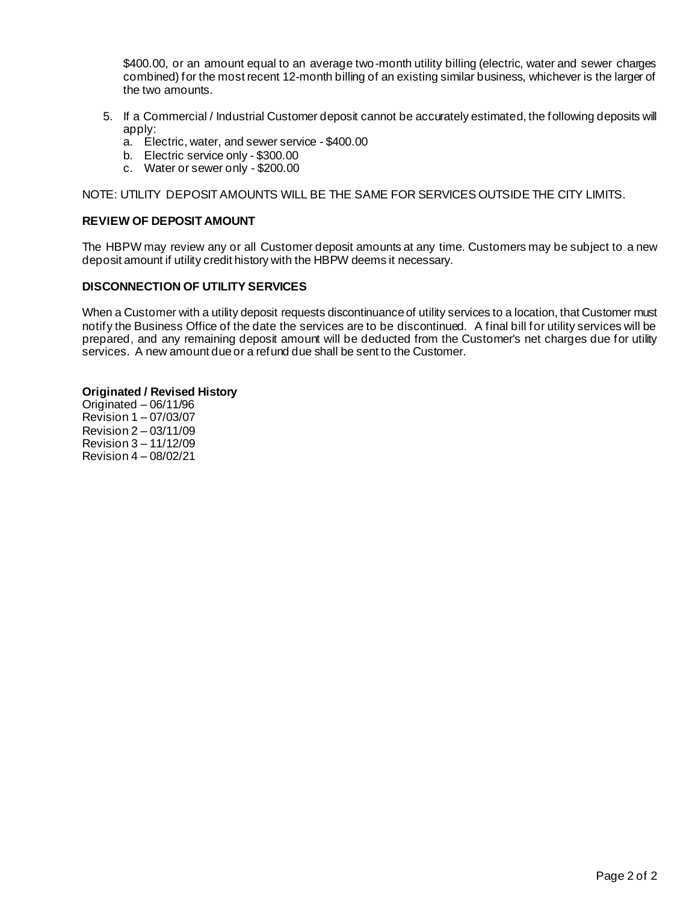$400.00, or an amount equal to an average two-month utility billing (electric, water and sewer charges combined) for the most recent 12-month billing of an existing similar business, whichever is the larger of the two amounts.

5. If a Commercial / Industrial Customer deposit cannot be accurately estimated, the following deposits will apply:
   a. Electric, water, and sewer service - $400.00
   b. Electric service only - $300.00
   c. Water or sewer only - $200.00

NOTE: UTILITY DEPOSIT AMOUNTS WILL BE THE SAME FOR SERVICES OUTSIDE THE CITY LIMITS.

**REVIEW OF DEPOSIT AMOUNT**

The HBPW may review any or all Customer deposit amounts at any time. Customers may be subject to a new deposit amount if utility credit history with the HBPW deems it necessary.

**DISCONNECTION OF UTILITY SERVICES**

When a Customer with a utility deposit requests discontinuance of utility services to a location, that Customer must notify the Business Office of the date the services are to be discontinued. A final bill for utility services will be prepared, and any remaining deposit amount will be deducted from the Customer's net charges due for utility services. A new amount due or a refund due shall be sent to the Customer.

**Originated / Revised History**
Originated – 06/11/96
Revision 1 – 07/03/07
Revision 2 – 03/11/09
Revision 3 – 11/12/09
Revision 4 – 08/02/21